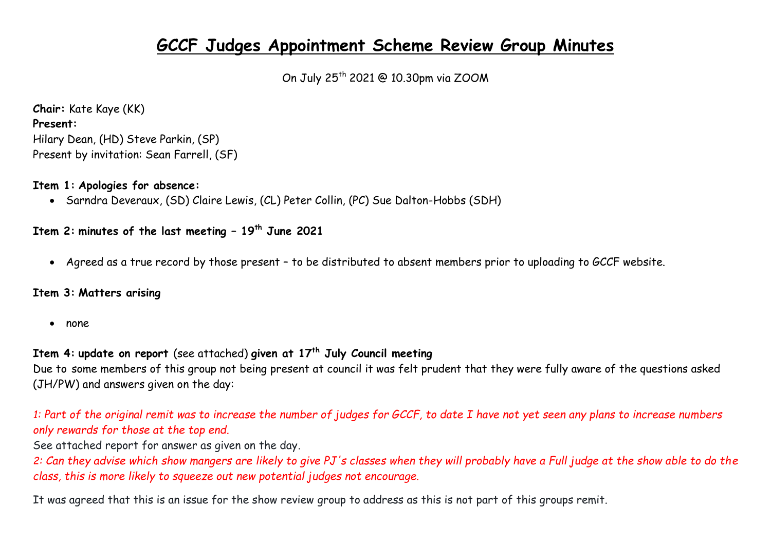# GCCF Judges Appointment Scheme Review Group Minutes

On July 25th 2021 @ 10.30pm via ZOOM

**Chair:** Kate Kaye (KK)
**Present:**
Hilary Dean, (HD) Steve Parkin, (SP)
Present by invitation: Sean Farrell, (SF)

**Item 1: Apologies for absence:**

- Sarndra Deveraux, (SD) Claire Lewis, (CL) Peter Collin, (PC) Sue Dalton-Hobbs (SDH)

**Item 2: minutes of the last meeting – 19th June 2021**

- Agreed as a true record by those present – to be distributed to absent members prior to uploading to GCCF website.

**Item 3: Matters arising**

- none

**Item 4: update on report** (see attached) **given at 17th July Council meeting**

Due to some members of this group not being present at council it was felt prudent that they were fully aware of the questions asked (JH/PW) and answers given on the day:

*1: Part of the original remit was to increase the number of judges for GCCF, to date I have not yet seen any plans to increase numbers only rewards for those at the top end.*

See attached report for answer as given on the day.

*2: Can they advise which show mangers are likely to give PJ's classes when they will probably have a Full judge at the show able to do the class, this is more likely to squeeze out new potential judges not encourage.*

It was agreed that this is an issue for the show review group to address as this is not part of this groups remit.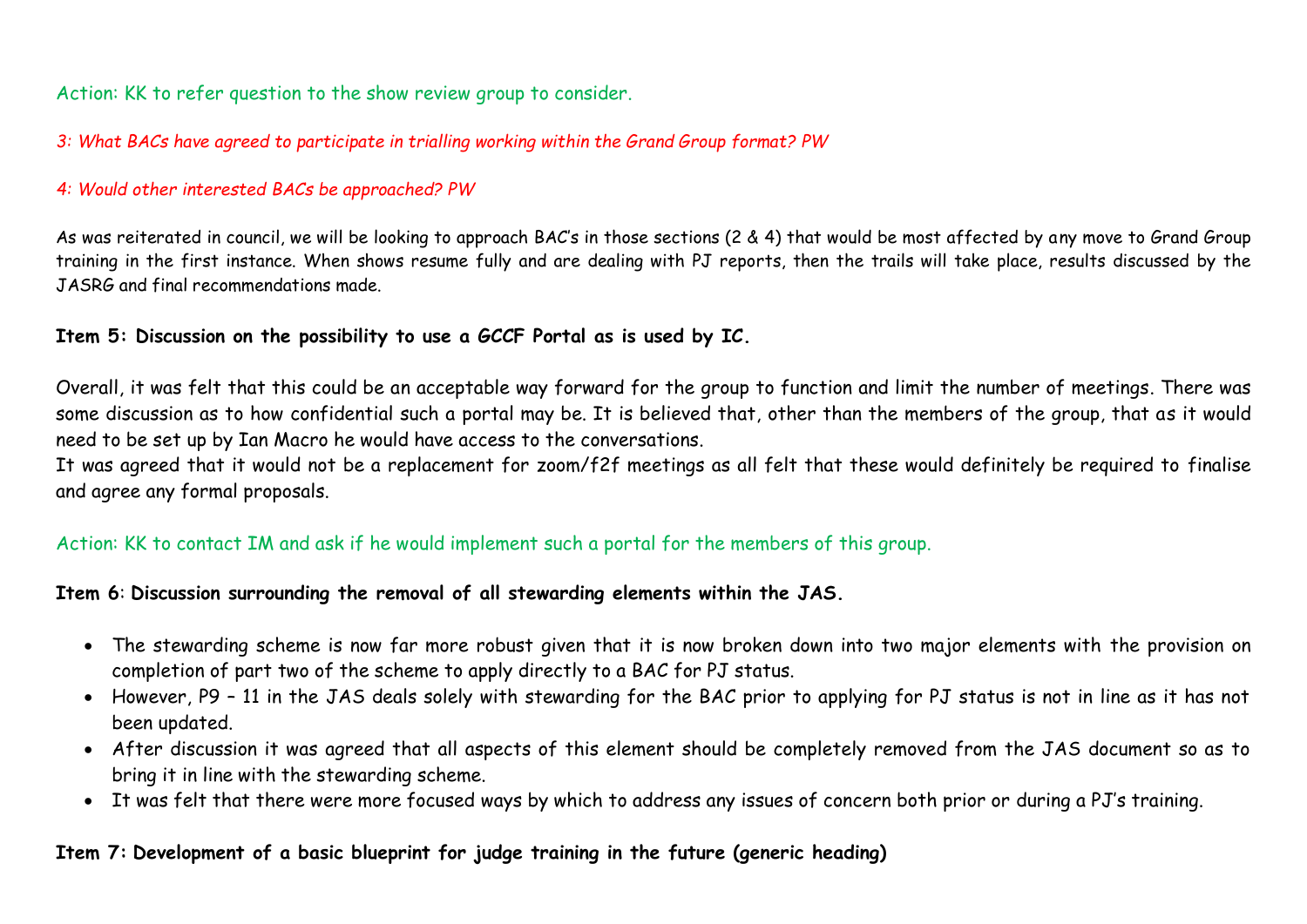Action: KK to refer question to the show review group to consider.

*3: What BACs have agreed to participate in trialling working within the Grand Group format? PW*

*4: Would other interested BACs be approached? PW*

As was reiterated in council, we will be looking to approach BAC's in those sections (2 & 4) that would be most affected by any move to Grand Group training in the first instance. When shows resume fully and are dealing with PJ reports, then the trails will take place, results discussed by the JASRG and final recommendations made.

**Item 5: Discussion on the possibility to use a GCCF Portal as is used by IC.**

Overall, it was felt that this could be an acceptable way forward for the group to function and limit the number of meetings. There was some discussion as to how confidential such a portal may be. It is believed that, other than the members of the group, that as it would need to be set up by Ian Macro he would have access to the conversations.
It was agreed that it would not be a replacement for zoom/f2f meetings as all felt that these would definitely be required to finalise and agree any formal proposals.

Action: KK to contact IM and ask if he would implement such a portal for the members of this group.

**Item 6: Discussion surrounding the removal of all stewarding elements within the JAS.**

- The stewarding scheme is now far more robust given that it is now broken down into two major elements with the provision on completion of part two of the scheme to apply directly to a BAC for PJ status.
- However, P9 – 11 in the JAS deals solely with stewarding for the BAC prior to applying for PJ status is not in line as it has not been updated.
- After discussion it was agreed that all aspects of this element should be completely removed from the JAS document so as to bring it in line with the stewarding scheme.
- It was felt that there were more focused ways by which to address any issues of concern both prior or during a PJ's training.

**Item 7: Development of a basic blueprint for judge training in the future (generic heading)**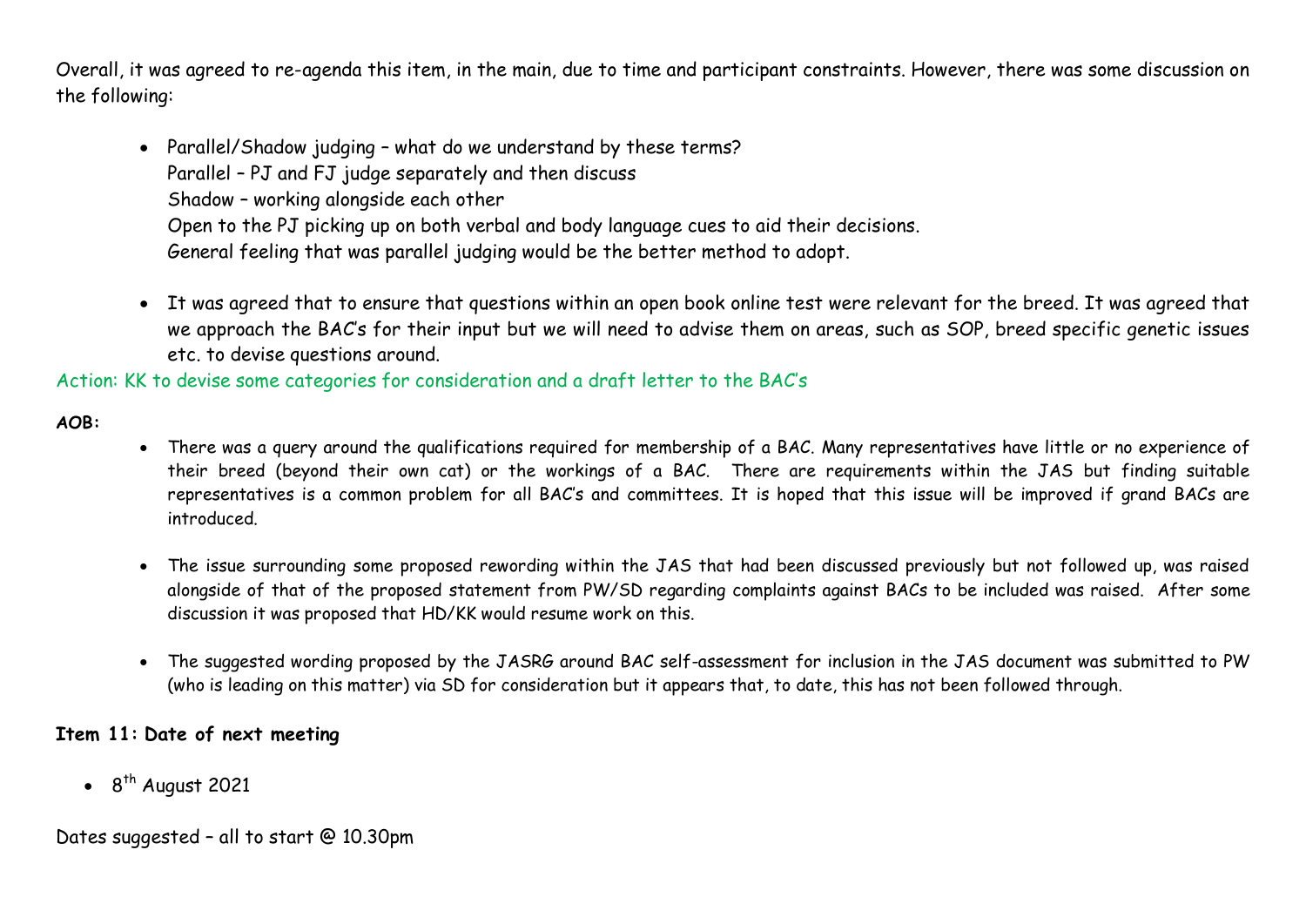Overall, it was agreed to re-agenda this item, in the main, due to time and participant constraints. However, there was some discussion on the following:

- Parallel/Shadow judging – what do we understand by these terms?
  Parallel – PJ and FJ judge separately and then discuss
  Shadow – working alongside each other
  Open to the PJ picking up on both verbal and body language cues to aid their decisions.
  General feeling that was parallel judging would be the better method to adopt.

- It was agreed that to ensure that questions within an open book online test were relevant for the breed. It was agreed that we approach the BAC's for their input but we will need to advise them on areas, such as SOP, breed specific genetic issues etc. to devise questions around.

Action: KK to devise some categories for consideration and a draft letter to the BAC's

**AOB:**

- There was a query around the qualifications required for membership of a BAC. Many representatives have little or no experience of their breed (beyond their own cat) or the workings of a BAC. There are requirements within the JAS but finding suitable representatives is a common problem for all BAC's and committees. It is hoped that this issue will be improved if grand BACs are introduced.

- The issue surrounding some proposed rewording within the JAS that had been discussed previously but not followed up, was raised alongside of that of the proposed statement from PW/SD regarding complaints against BACs to be included was raised. After some discussion it was proposed that HD/KK would resume work on this.

- The suggested wording proposed by the JASRG around BAC self-assessment for inclusion in the JAS document was submitted to PW (who is leading on this matter) via SD for consideration but it appears that, to date, this has not been followed through.

**Item 11: Date of next meeting**

- 8th August 2021

Dates suggested – all to start @ 10.30pm